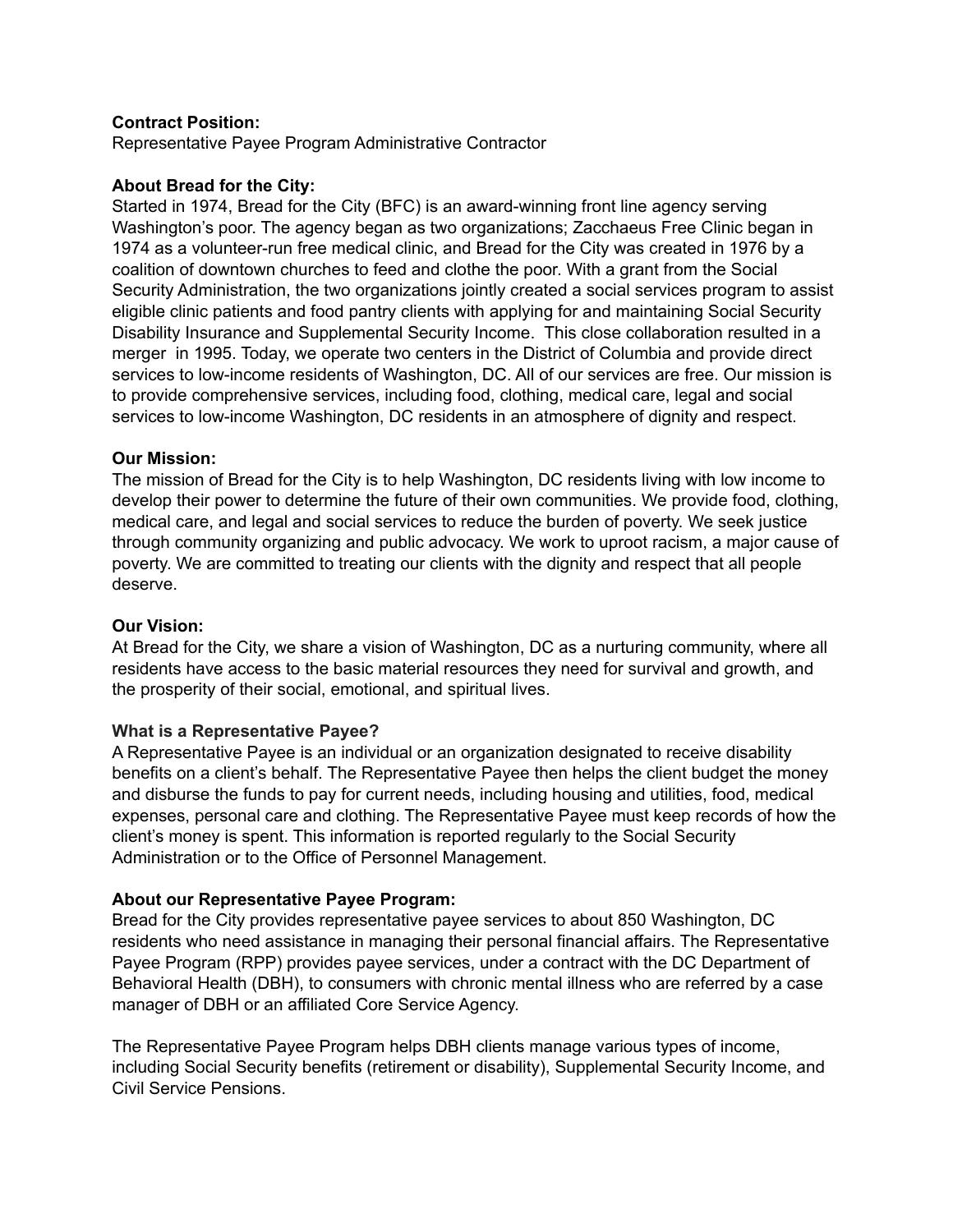**Contract Position:**
Representative Payee Program Administrative Contractor

**About Bread for the City:**
Started in 1974, Bread for the City (BFC) is an award-winning front line agency serving Washington's poor. The agency began as two organizations; Zacchaeus Free Clinic began in 1974 as a volunteer-run free medical clinic, and Bread for the City was created in 1976 by a coalition of downtown churches to feed and clothe the poor. With a grant from the Social Security Administration, the two organizations jointly created a social services program to assist eligible clinic patients and food pantry clients with applying for and maintaining Social Security Disability Insurance and Supplemental Security Income. This close collaboration resulted in a merger in 1995. Today, we operate two centers in the District of Columbia and provide direct services to low-income residents of Washington, DC. All of our services are free. Our mission is to provide comprehensive services, including food, clothing, medical care, legal and social services to low-income Washington, DC residents in an atmosphere of dignity and respect.

**Our Mission:**
The mission of Bread for the City is to help Washington, DC residents living with low income to develop their power to determine the future of their own communities. We provide food, clothing, medical care, and legal and social services to reduce the burden of poverty. We seek justice through community organizing and public advocacy. We work to uproot racism, a major cause of poverty. We are committed to treating our clients with the dignity and respect that all people deserve.

**Our Vision:**
At Bread for the City, we share a vision of Washington, DC as a nurturing community, where all residents have access to the basic material resources they need for survival and growth, and the prosperity of their social, emotional, and spiritual lives.

**What is a Representative Payee?**
A Representative Payee is an individual or an organization designated to receive disability benefits on a client's behalf. The Representative Payee then helps the client budget the money and disburse the funds to pay for current needs, including housing and utilities, food, medical expenses, personal care and clothing. The Representative Payee must keep records of how the client's money is spent. This information is reported regularly to the Social Security Administration or to the Office of Personnel Management.

**About our Representative Payee Program:**
Bread for the City provides representative payee services to about 850 Washington, DC residents who need assistance in managing their personal financial affairs. The Representative Payee Program (RPP) provides payee services, under a contract with the DC Department of Behavioral Health (DBH), to consumers with chronic mental illness who are referred by a case manager of DBH or an affiliated Core Service Agency.

The Representative Payee Program helps DBH clients manage various types of income, including Social Security benefits (retirement or disability), Supplemental Security Income, and Civil Service Pensions.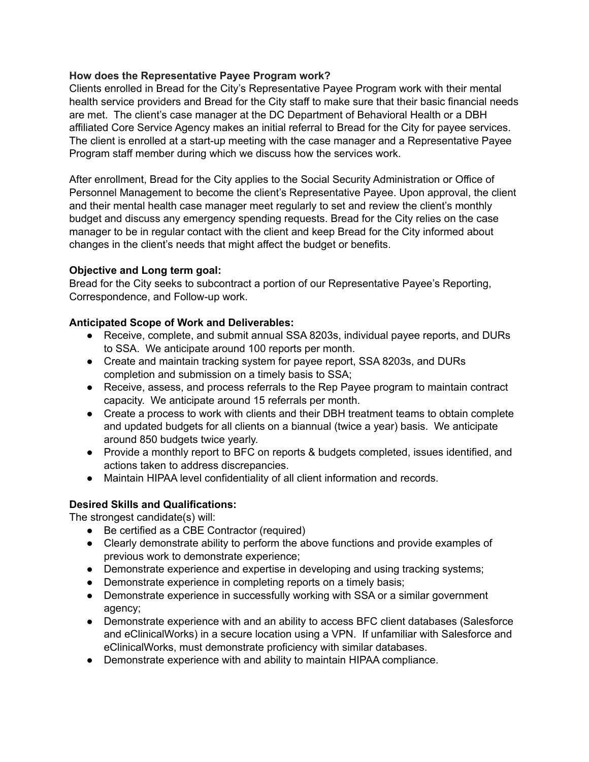**How does the Representative Payee Program work?**

Clients enrolled in Bread for the City's Representative Payee Program work with their mental health service providers and Bread for the City staff to make sure that their basic financial needs are met. The client's case manager at the DC Department of Behavioral Health or a DBH affiliated Core Service Agency makes an initial referral to Bread for the City for payee services. The client is enrolled at a start-up meeting with the case manager and a Representative Payee Program staff member during which we discuss how the services work.

After enrollment, Bread for the City applies to the Social Security Administration or Office of Personnel Management to become the client's Representative Payee. Upon approval, the client and their mental health case manager meet regularly to set and review the client's monthly budget and discuss any emergency spending requests. Bread for the City relies on the case manager to be in regular contact with the client and keep Bread for the City informed about changes in the client's needs that might affect the budget or benefits.

**Objective and Long term goal:**

Bread for the City seeks to subcontract a portion of our Representative Payee's Reporting, Correspondence, and Follow-up work.

**Anticipated Scope of Work and Deliverables:**

- Receive, complete, and submit annual SSA 8203s, individual payee reports, and DURs to SSA. We anticipate around 100 reports per month.
- Create and maintain tracking system for payee report, SSA 8203s, and DURs completion and submission on a timely basis to SSA;
- Receive, assess, and process referrals to the Rep Payee program to maintain contract capacity. We anticipate 15 referrals per month.
- Create a process to work with clients and their DBH treatment teams to obtain complete and updated budgets for all clients on a biannual (twice a year) basis. We anticipate around 850 budgets twice yearly.
- Provide a monthly report to BFC on reports & budgets completed, issues identified, and actions taken to address discrepancies.
- Maintain HIPAA level confidentiality of all client information and records.

**Desired Skills and Qualifications:**

The strongest candidate(s) will:

- Be certified as a CBE Contractor (required)
- Clearly demonstrate ability to perform the above functions and provide examples of previous work to demonstrate experience;
- Demonstrate experience and expertise in developing and using tracking systems;
- Demonstrate experience in completing reports on a timely basis;
- Demonstrate experience in successfully working with SSA or a similar government agency;
- Demonstrate experience with and an ability to access BFC client databases (Salesforce and eClinicalWorks) in a secure location using a VPN. If unfamiliar with Salesforce and eClinicalWorks, must demonstrate proficiency with similar databases.
- Demonstrate experience with and ability to maintain HIPAA compliance.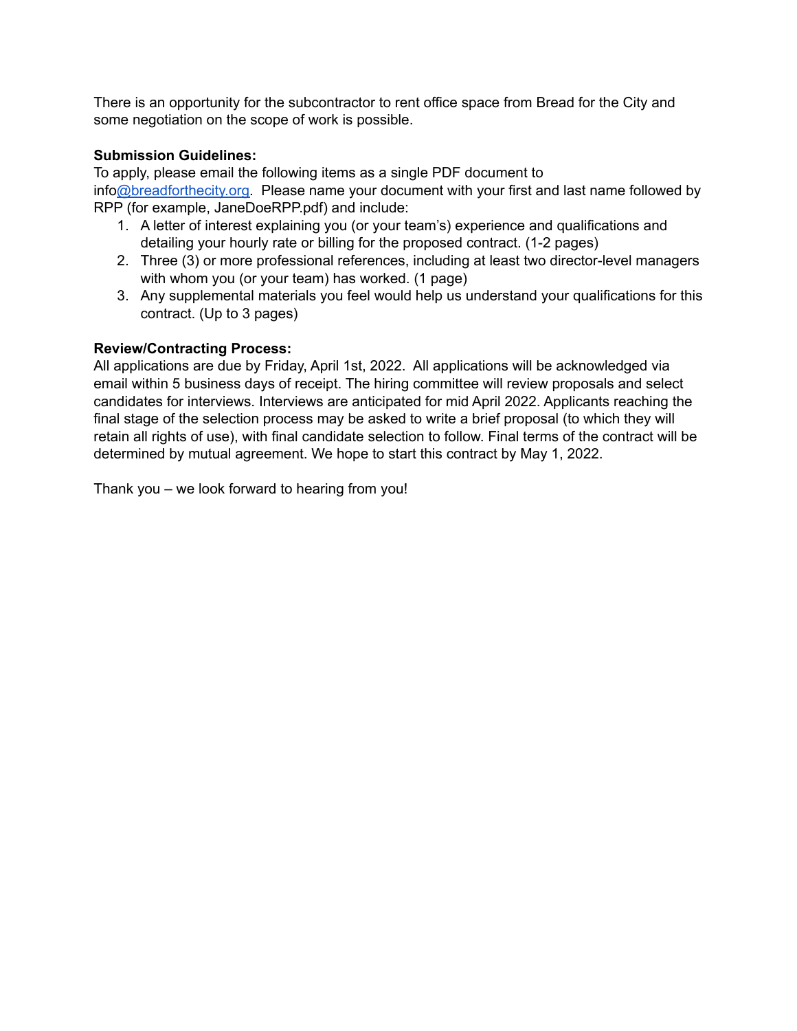There is an opportunity for the subcontractor to rent office space from Bread for the City and some negotiation on the scope of work is possible.

**Submission Guidelines:**
To apply, please email the following items as a single PDF document to info@breadforthecity.org. Please name your document with your first and last name followed by RPP (for example, JaneDoeRPP.pdf) and include:

1. A letter of interest explaining you (or your team's) experience and qualifications and detailing your hourly rate or billing for the proposed contract. (1-2 pages)
2. Three (3) or more professional references, including at least two director-level managers with whom you (or your team) has worked. (1 page)
3. Any supplemental materials you feel would help us understand your qualifications for this contract. (Up to 3 pages)

**Review/Contracting Process:**
All applications are due by Friday, April 1st, 2022. All applications will be acknowledged via email within 5 business days of receipt. The hiring committee will review proposals and select candidates for interviews. Interviews are anticipated for mid April 2022. Applicants reaching the final stage of the selection process may be asked to write a brief proposal (to which they will retain all rights of use), with final candidate selection to follow. Final terms of the contract will be determined by mutual agreement. We hope to start this contract by May 1, 2022.

Thank you – we look forward to hearing from you!